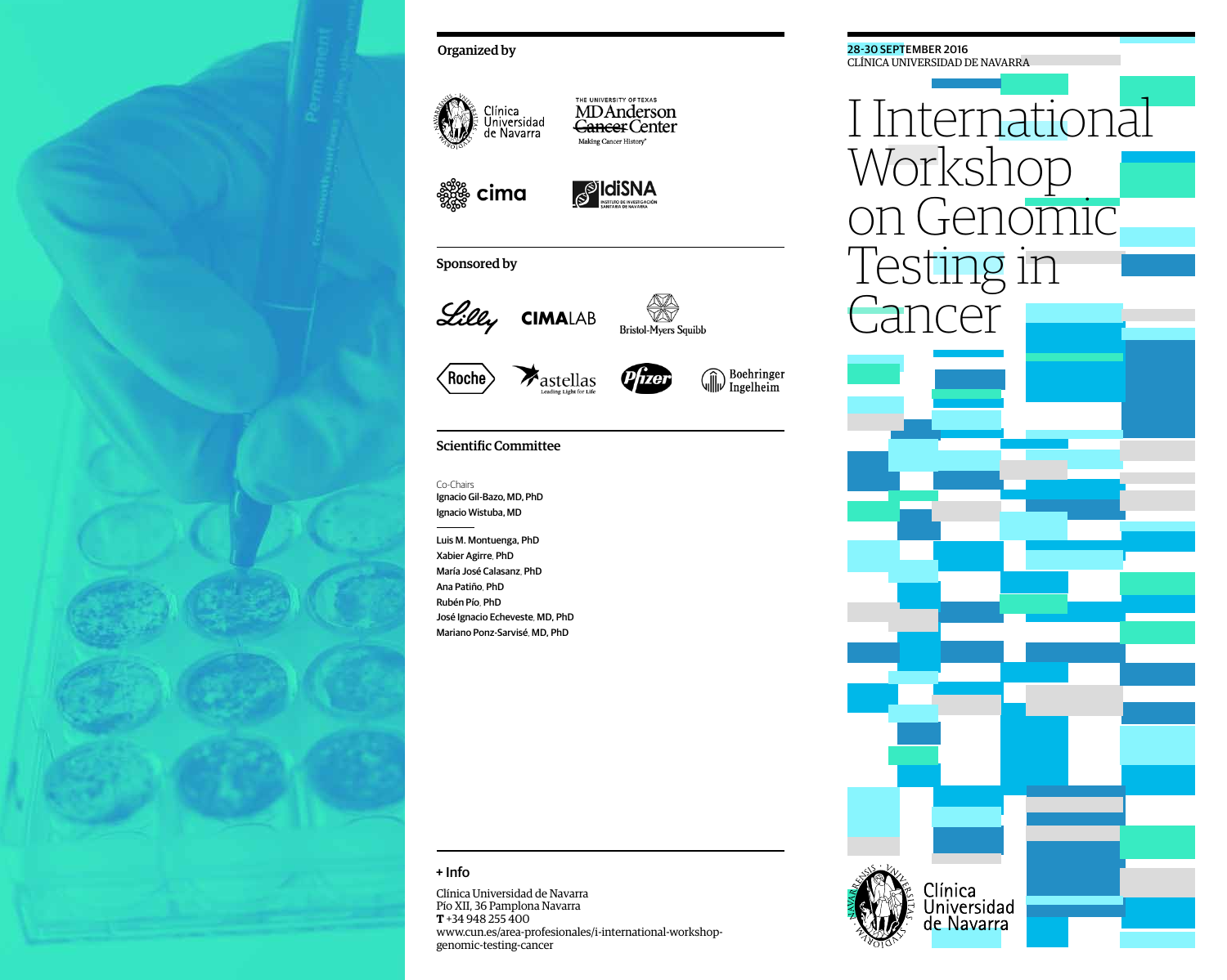## Organized by

Clínica Universidad de Navarra

The University of Texas MD Anderson Cancer Center — Making Cancer History®

cima

IdiSNA — Instituto de Investigación Sanitaria de Navarra

## Sponsored by

Lilly

CIMALAB

Bristol-Myers Squibb

Roche

astellas — Leading Light for Life

Pfizer

Boehringer Ingelheim

## Scientific Committee

Co-Chairs
**Ignacio Gil-Bazo, MD, PhD**
**Ignacio Wistuba, MD**

**Luis M. Montuenga, PhD**
**Xabier Agirre, PhD**
**María José Calasanz, PhD**
**Ana Patiño, PhD**
**Rubén Pío, PhD**
**José Ignacio Echeveste, MD, PhD**
**Mariano Ponz-Sarvisé, MD, PhD**

## + Info

Clínica Universidad de Navarra
Pío XII, 36 Pamplona Navarra
**T** +34 948 255 400
www.cun.es/area-profesionales/i-international-workshop-genomic-testing-cancer

28-30 SEPTEMBER 2016
CLÍNICA UNIVERSIDAD DE NAVARRA

# I International Workshop on Genomic Testing in Cancer

Clínica Universidad de Navarra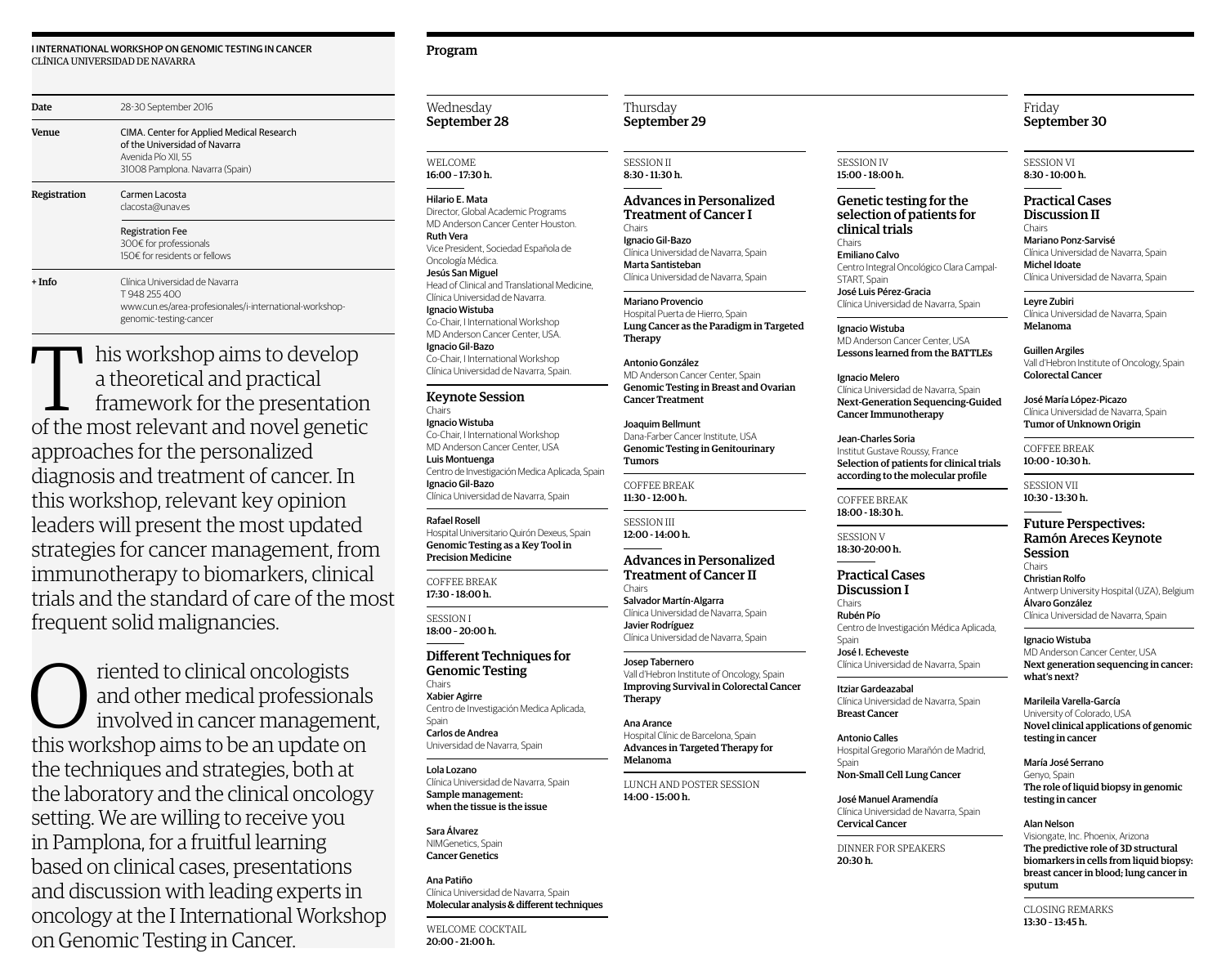# I INTERNATIONAL WORKSHOP ON GENOMIC TESTING IN CANCER
CLÍNICA UNIVERSIDAD DE NAVARRA

| | |
|---|---|
| **Date** | 28-30 September 2016 |
| **Venue** | CIMA. Center for Applied Medical Research of the Universidad of Navarra<br>Avenida Pío XII, 55<br>31008 Pamplona. Navarra (Spain) |
| **Registration** | Carmen Lacosta<br>clacosta@unav.es<br><br>Registration Fee<br>300€ for professionals<br>150€ for residents or fellows |
| **+ Info** | Clínica Universidad de Navarra<br>T 948 255 400<br>www.cun.es/area-profesionales/i-international-workshop-genomic-testing-cancer |

This workshop aims to develop a theoretical and practical framework for the presentation of the most relevant and novel genetic approaches for the personalized diagnosis and treatment of cancer. In this workshop, relevant key opinion leaders will present the most updated strategies for cancer management, from immunotherapy to biomarkers, clinical trials and the standard of care of the most frequent solid malignancies.

Oriented to clinical oncologists and other medical professionals involved in cancer management, this workshop aims to be an update on the techniques and strategies, both at the laboratory and the clinical oncology setting. We are willing to receive you in Pamplona, for a fruitful learning based on clinical cases, presentations and discussion with leading experts in oncology at the I International Workshop on Genomic Testing in Cancer.

## Program

### Wednesday September 28

WELCOME
**16:00 - 17:30 h.**

**Hilario E. Mata**
Director, Global Academic Programs MD Anderson Cancer Center Houston.
**Ruth Vera**
Vice President, Sociedad Española de Oncología Médica.
**Jesús San Miguel**
Head of Clinical and Translational Medicine, Clínica Universidad de Navarra.
**Ignacio Wistuba**
Co-Chair, I International Workshop MD Anderson Cancer Center, USA.
**Ignacio Gil-Bazo**
Co-Chair, I International Workshop Clínica Universidad de Navarra, Spain.

#### Keynote Session
Chairs
**Ignacio Wistuba**
Co-Chair, I International Workshop MD Anderson Cancer Center, USA
**Luis Montuenga**
Centro de Investigación Medica Aplicada, Spain
**Ignacio Gil-Bazo**
Clínica Universidad de Navarra, Spain

**Rafael Rosell**
Hospital Universitario Quirón Dexeus, Spain
**Genomic Testing as a Key Tool in Precision Medicine**

COFFEE BREAK
**17:30 - 18:00 h.**

SESSION I
**18:00 - 20:00 h.**

#### Different Techniques for Genomic Testing
Chairs
**Xabier Agirre**
Centro de Investigación Medica Aplicada, Spain
**Carlos de Andrea**
Universidad de Navarra, Spain

**Lola Lozano**
Clínica Universidad de Navarra, Spain
**Sample management: when the tissue is the issue**

**Sara Álvarez**
NIMGenetics, Spain
**Cancer Genetics**

**Ana Patiño**
Clínica Universidad de Navarra, Spain
**Molecular analysis & different techniques**

WELCOME COCKTAIL
**20:00 - 21:00 h.**

### Thursday September 29

SESSION II
**8:30 - 11:30 h.**

#### Advances in Personalized Treatment of Cancer I
Chairs
**Ignacio Gil-Bazo**
Clínica Universidad de Navarra, Spain
**Marta Santisteban**
Clínica Universidad de Navarra, Spain

**Mariano Provencio**
Hospital Puerta de Hierro, Spain
**Lung Cancer as the Paradigm in Targeted Therapy**

**Antonio González**
MD Anderson Cancer Center, Spain
**Genomic Testing in Breast and Ovarian Cancer Treatment**

**Joaquim Bellmunt**
Dana-Farber Cancer Institute, USA
**Genomic Testing in Genitourinary Tumors**

COFFEE BREAK
**11:30 - 12:00 h.**

SESSION III
**12:00 - 14:00 h.**

#### Advances in Personalized Treatment of Cancer II
Chairs
**Salvador Martín-Algarra**
Clínica Universidad de Navarra, Spain
**Javier Rodríguez**
Clínica Universidad de Navarra, Spain

**Josep Tabernero**
Vall d'Hebron Institute of Oncology, Spain
**Improving Survival in Colorectal Cancer Therapy**

**Ana Arance**
Hospital Clínic de Barcelona, Spain
**Advances in Targeted Therapy for Melanoma**

LUNCH AND POSTER SESSION
**14:00 - 15:00 h.**

SESSION IV
**15:00 - 18:00 h.**

#### Genetic testing for the selection of patients for clinical trials
Chairs
**Emiliano Calvo**
Centro Integral Oncológico Clara Campal-START, Spain
**José Luis Pérez-Gracia**
Clínica Universidad de Navarra, Spain

**Ignacio Wistuba**
MD Anderson Cancer Center, USA
**Lessons learned from the BATTLEs**

**Ignacio Melero**
Clínica Universidad de Navarra, Spain
**Next-Generation Sequencing-Guided Cancer Immunotherapy**

**Jean-Charles Soria**
Institut Gustave Roussy, France
**Selection of patients for clinical trials according to the molecular profile**

COFFEE BREAK
**18:00 - 18:30 h.**

SESSION V
**18:30-20:00 h.**

#### Practical Cases Discussion I
Chairs
**Rubén Pío**
Centro de Investigación Médica Aplicada, Spain
**José I. Echeveste**
Clínica Universidad de Navarra, Spain

**Itziar Gardeazabal**
Clínica Universidad de Navarra, Spain
**Breast Cancer**

**Antonio Calles**
Hospital Gregorio Marañón de Madrid, Spain
**Non-Small Cell Lung Cancer**

**José Manuel Aramendía**
Clínica Universidad de Navarra, Spain
**Cervical Cancer**

DINNER FOR SPEAKERS
**20:30 h.**

### Friday September 30

SESSION VI
**8:30 - 10:00 h.**

#### Practical Cases Discussion II
Chairs
**Mariano Ponz-Sarvisé**
Clínica Universidad de Navarra, Spain
**Michel Idoate**
Clínica Universidad de Navarra, Spain

**Leyre Zubiri**
Clínica Universidad de Navarra, Spain
**Melanoma**

**Guillen Argiles**
Vall d'Hebron Institute of Oncology, Spain
**Colorectal Cancer**

**José María López-Picazo**
Clínica Universidad de Navarra, Spain
**Tumor of Unknown Origin**

COFFEE BREAK
**10:00 - 10:30 h.**

SESSION VII
**10:30 - 13:30 h.**

#### Future Perspectives: Ramón Areces Keynote Session
Chairs
**Christian Rolfo**
Antwerp University Hospital (UZA), Belgium
**Álvaro González**
Clínica Universidad de Navarra, Spain

**Ignacio Wistuba**
MD Anderson Cancer Center, USA
**Next generation sequencing in cancer: what's next?**

**Marileila Varella-García**
University of Colorado, USA
**Novel clinical applications of genomic testing in cancer**

**María José Serrano**
Genyo, Spain
**The role of liquid biopsy in genomic testing in cancer**

**Alan Nelson**
Visiongate, Inc. Phoenix, Arizona
**The predictive role of 3D structural biomarkers in cells from liquid biopsy: breast cancer in blood; lung cancer in sputum**

CLOSING REMARKS
**13:30 - 13:45 h.**